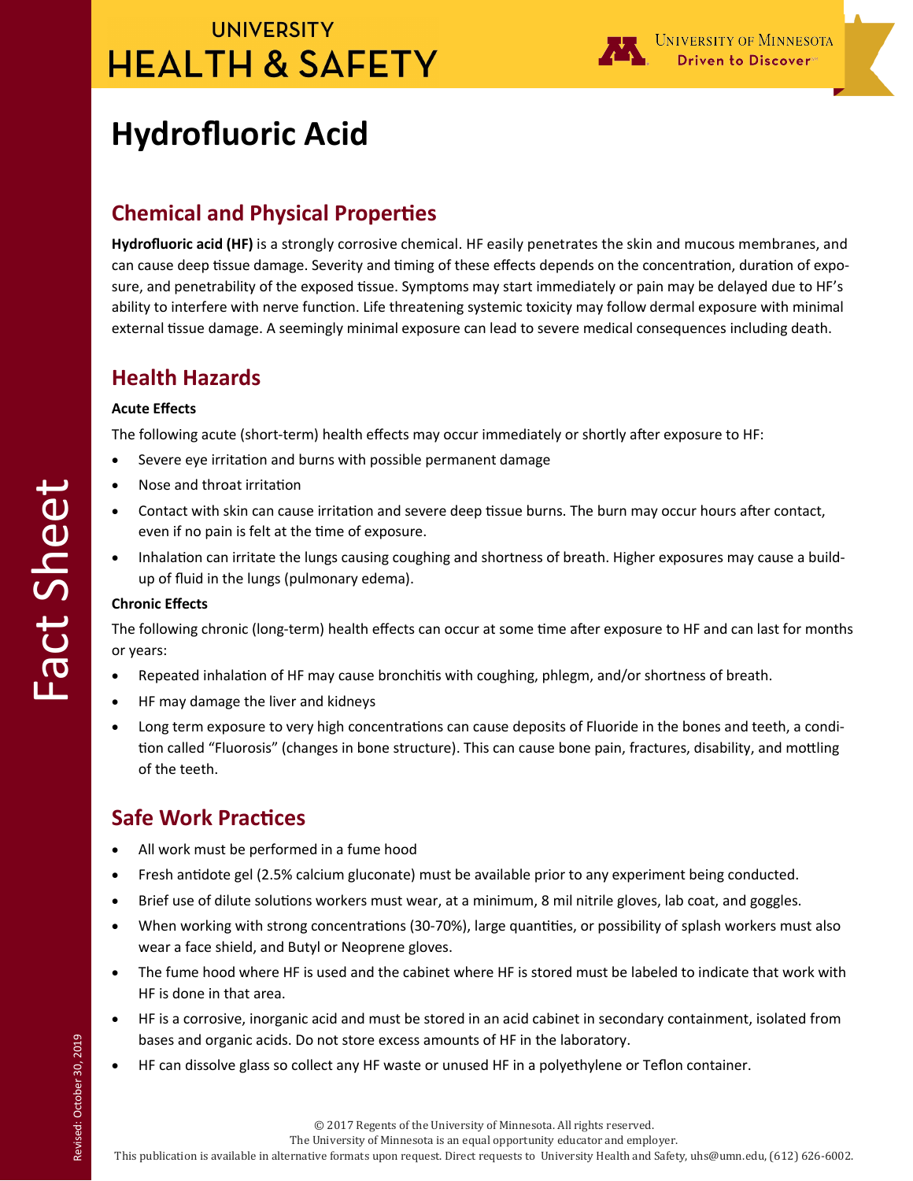# Hydrofluoric Acid

## Chemical and Physical Properties

**Hydrofluoric acid (HF)** is a strongly corrosive chemical. HF easily penetrates the skin and mucous membranes, and can cause deep tissue damage. Severity and timing of these effects depends on the concentration, duration of exposure, and penetrability of the exposed tissue. Symptoms may start immediately or pain may be delayed due to HF's ability to interfere with nerve function. Life threatening systemic toxicity may follow dermal exposure with minimal external tissue damage. A seemingly minimal exposure can lead to severe medical consequences including death.

## Health Hazards

**Acute Effects**

The following acute (short-term) health effects may occur immediately or shortly after exposure to HF:

- Severe eye irritation and burns with possible permanent damage
- Nose and throat irritation
- Contact with skin can cause irritation and severe deep tissue burns. The burn may occur hours after contact, even if no pain is felt at the time of exposure.
- Inhalation can irritate the lungs causing coughing and shortness of breath. Higher exposures may cause a build-up of fluid in the lungs (pulmonary edema).

**Chronic Effects**

The following chronic (long-term) health effects can occur at some time after exposure to HF and can last for months or years:

- Repeated inhalation of HF may cause bronchitis with coughing, phlegm, and/or shortness of breath.
- HF may damage the liver and kidneys
- Long term exposure to very high concentrations can cause deposits of Fluoride in the bones and teeth, a condition called "Fluorosis" (changes in bone structure). This can cause bone pain, fractures, disability, and mottling of the teeth.

## Safe Work Practices

- All work must be performed in a fume hood
- Fresh antidote gel (2.5% calcium gluconate) must be available prior to any experiment being conducted.
- Brief use of dilute solutions workers must wear, at a minimum, 8 mil nitrile gloves, lab coat, and goggles.
- When working with strong concentrations (30-70%), large quantities, or possibility of splash workers must also wear a face shield, and Butyl or Neoprene gloves.
- The fume hood where HF is used and the cabinet where HF is stored must be labeled to indicate that work with HF is done in that area.
- HF is a corrosive, inorganic acid and must be stored in an acid cabinet in secondary containment, isolated from bases and organic acids. Do not store excess amounts of HF in the laboratory.
- HF can dissolve glass so collect any HF waste or unused HF in a polyethylene or Teflon container.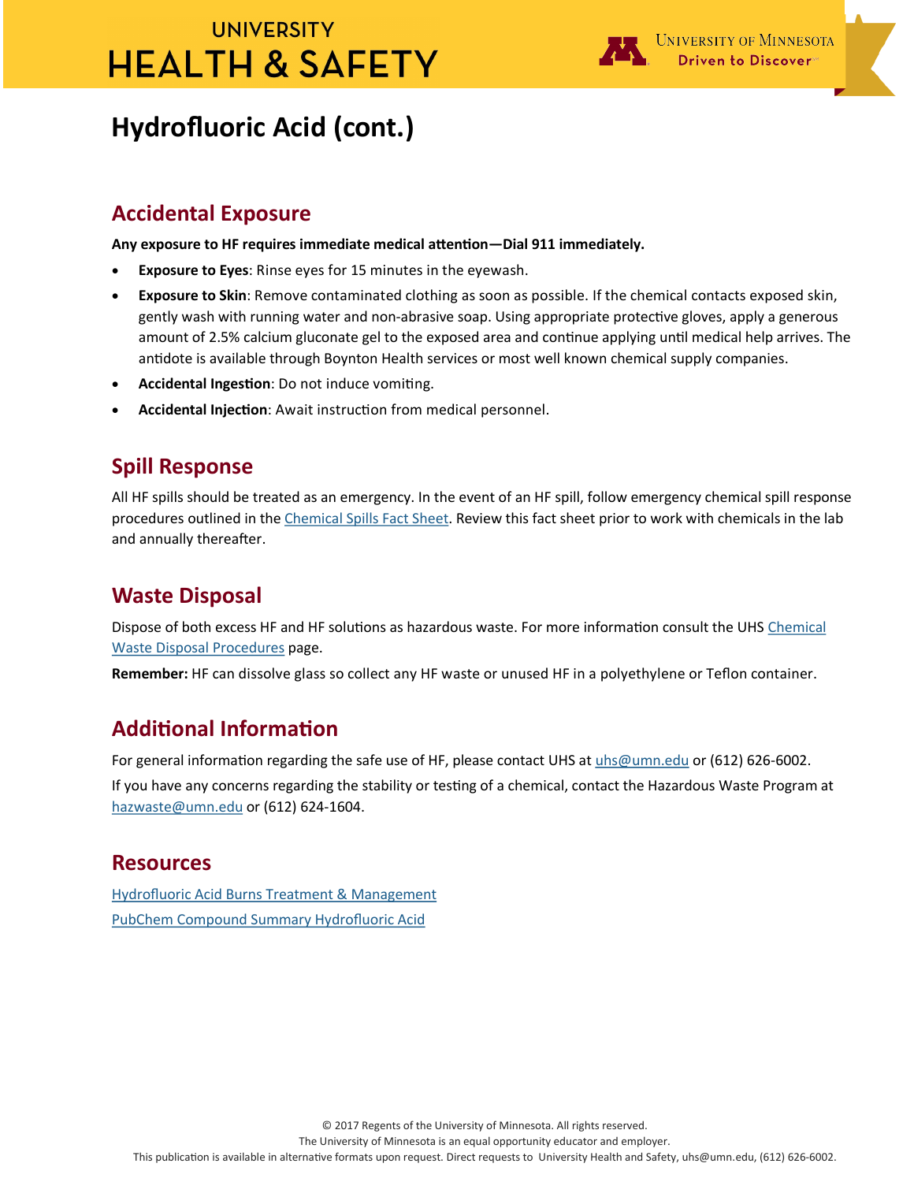# Hydrofluoric Acid (cont.)

## Accidental Exposure

**Any exposure to HF requires immediate medical attention—Dial 911 immediately.**

- **Exposure to Eyes**: Rinse eyes for 15 minutes in the eyewash.
- **Exposure to Skin**: Remove contaminated clothing as soon as possible. If the chemical contacts exposed skin, gently wash with running water and non-abrasive soap. Using appropriate protective gloves, apply a generous amount of 2.5% calcium gluconate gel to the exposed area and continue applying until medical help arrives. The antidote is available through Boynton Health services or most well known chemical supply companies.
- **Accidental Ingestion**: Do not induce vomiting.
- **Accidental Injection**: Await instruction from medical personnel.

## Spill Response

All HF spills should be treated as an emergency. In the event of an HF spill, follow emergency chemical spill response procedures outlined in the Chemical Spills Fact Sheet. Review this fact sheet prior to work with chemicals in the lab and annually thereafter.

## Waste Disposal

Dispose of both excess HF and HF solutions as hazardous waste. For more information consult the UHS Chemical Waste Disposal Procedures page.

**Remember:** HF can dissolve glass so collect any HF waste or unused HF in a polyethylene or Teflon container.

## Additional Information

For general information regarding the safe use of HF, please contact UHS at uhs@umn.edu or (612) 626-6002.

If you have any concerns regarding the stability or testing of a chemical, contact the Hazardous Waste Program at hazwaste@umn.edu or (612) 624-1604.

## Resources

Hydrofluoric Acid Burns Treatment & Management

PubChem Compound Summary Hydrofluoric Acid

© 2017 Regents of the University of Minnesota. All rights reserved.
The University of Minnesota is an equal opportunity educator and employer.
This publication is available in alternative formats upon request. Direct requests to University Health and Safety, uhs@umn.edu, (612) 626-6002.